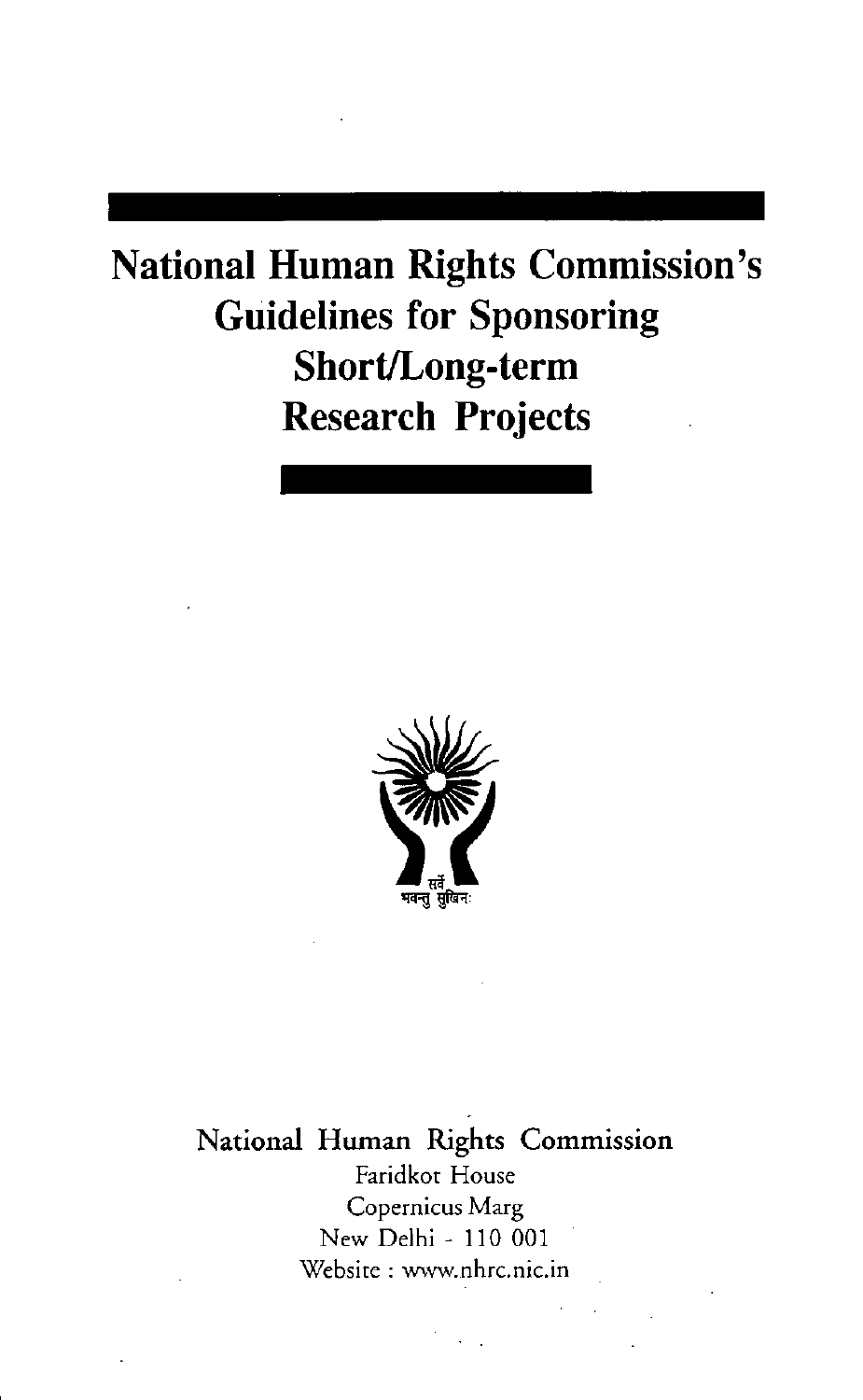# National Human Rights Commission's Guidelines for Sponsoring Short/Long-term Research Projects

सर्वे भवन्तु सुखिनः

National Human Rights Commission
Faridkot House
Copernicus Marg
New Delhi - 110 001
Website : www.nhrc.nic.in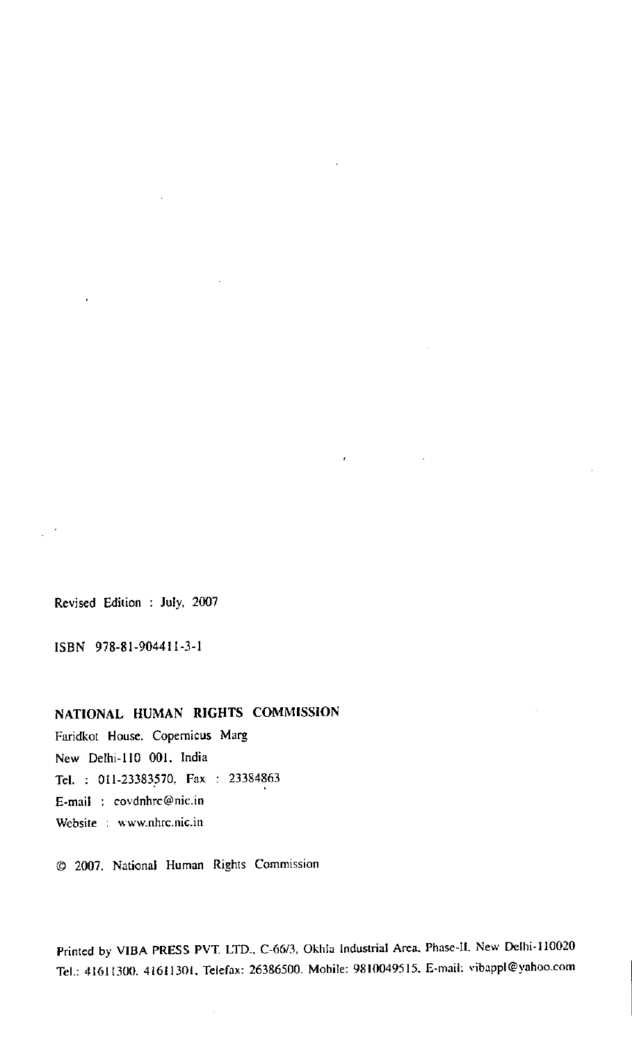Revised Edition : July, 2007

ISBN 978-81-904411-3-1

**NATIONAL HUMAN RIGHTS COMMISSION**

Faridkot House, Copernicus Marg
New Delhi-110 001, India
Tel. : 011-23383570, Fax : 23384863
E-mail : covdnhrc@nic.in
Website : www.nhrc.nic.in

© 2007, National Human Rights Commission

Printed by VIBA PRESS PVT. LTD., C-66/3, Okhla Industrial Area, Phase-II, New Delhi-110020
Tel.: 41611300, 41611301, Telefax: 26386500, Mobile: 9810049515, E-mail: vibappl@yahoo.com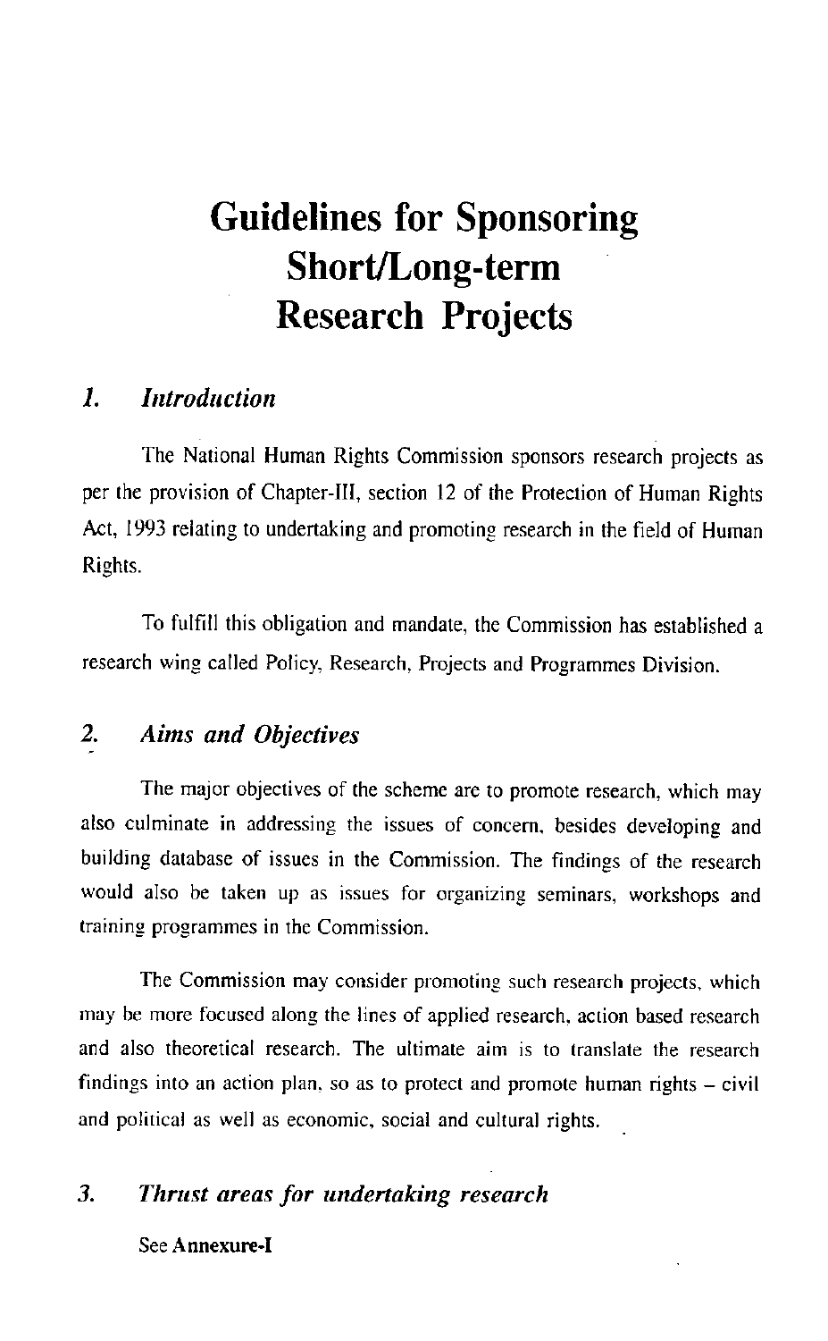# Guidelines for Sponsoring Short/Long-term Research Projects

## *1. Introduction*

The National Human Rights Commission sponsors research projects as per the provision of Chapter-III, section 12 of the Protection of Human Rights Act, 1993 relating to undertaking and promoting research in the field of Human Rights.

To fulfill this obligation and mandate, the Commission has established a research wing called Policy, Research, Projects and Programmes Division.

## *2. Aims and Objectives*

The major objectives of the scheme are to promote research, which may also culminate in addressing the issues of concern, besides developing and building database of issues in the Commission. The findings of the research would also be taken up as issues for organizing seminars, workshops and training programmes in the Commission.

The Commission may consider promoting such research projects, which may be more focused along the lines of applied research, action based research and also theoretical research. The ultimate aim is to translate the research findings into an action plan, so as to protect and promote human rights – civil and political as well as economic, social and cultural rights.

## *3. Thrust areas for undertaking research*

See **Annexure-I**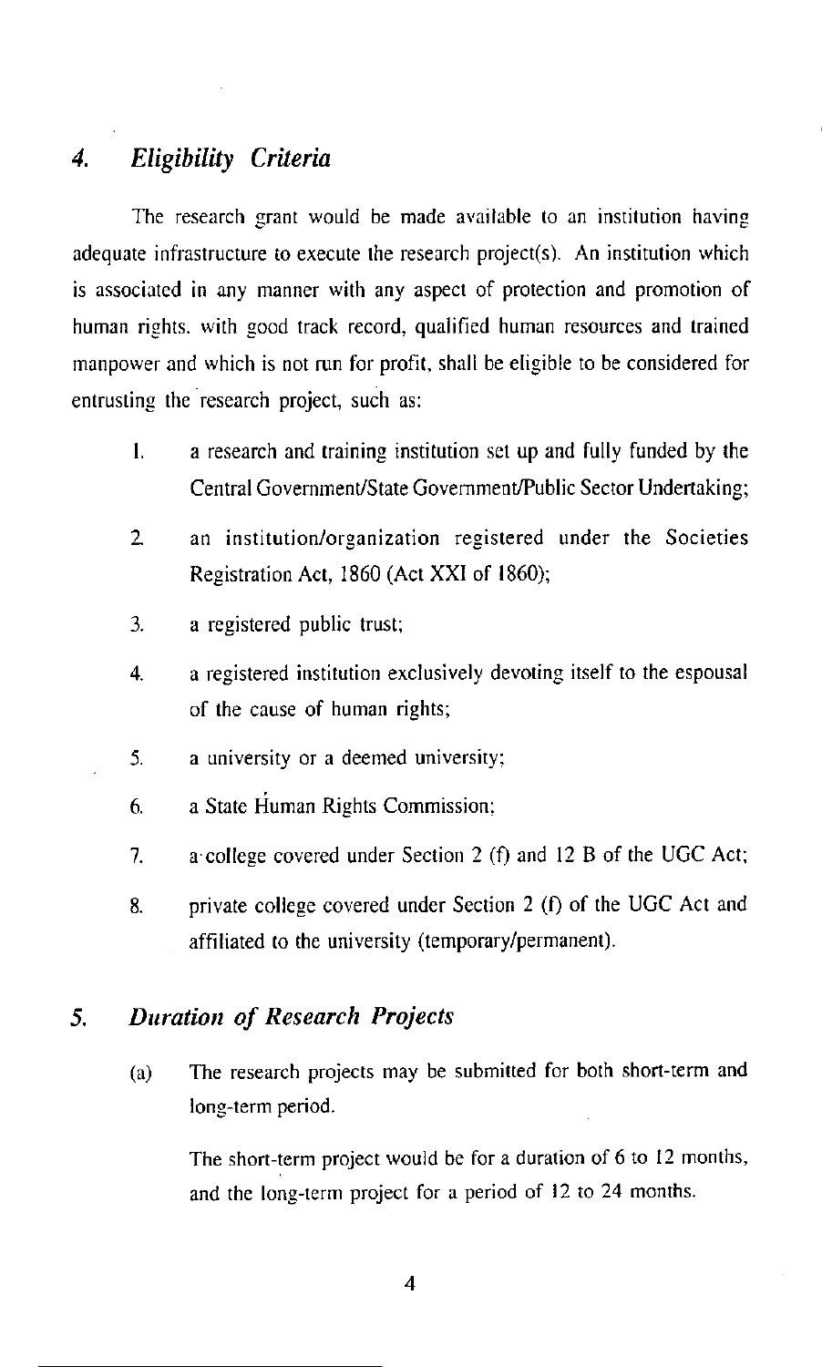## 4. *Eligibility Criteria*

The research grant would be made available to an institution having adequate infrastructure to execute the research project(s). An institution which is associated in any manner with any aspect of protection and promotion of human rights. with good track record, qualified human resources and trained manpower and which is not run for profit, shall be eligible to be considered for entrusting the research project, such as:

1. a research and training institution set up and fully funded by the Central Government/State Government/Public Sector Undertaking;
2. an institution/organization registered under the Societies Registration Act, 1860 (Act XXI of 1860);
3. a registered public trust;
4. a registered institution exclusively devoting itself to the espousal of the cause of human rights;
5. a university or a deemed university;
6. a State Human Rights Commission;
7. a college covered under Section 2 (f) and 12 B of the UGC Act;
8. private college covered under Section 2 (f) of the UGC Act and affiliated to the university (temporary/permanent).

## 5. *Duration of Research Projects*

(a) The research projects may be submitted for both short-term and long-term period.

The short-term project would be for a duration of 6 to 12 months, and the long-term project for a period of 12 to 24 months.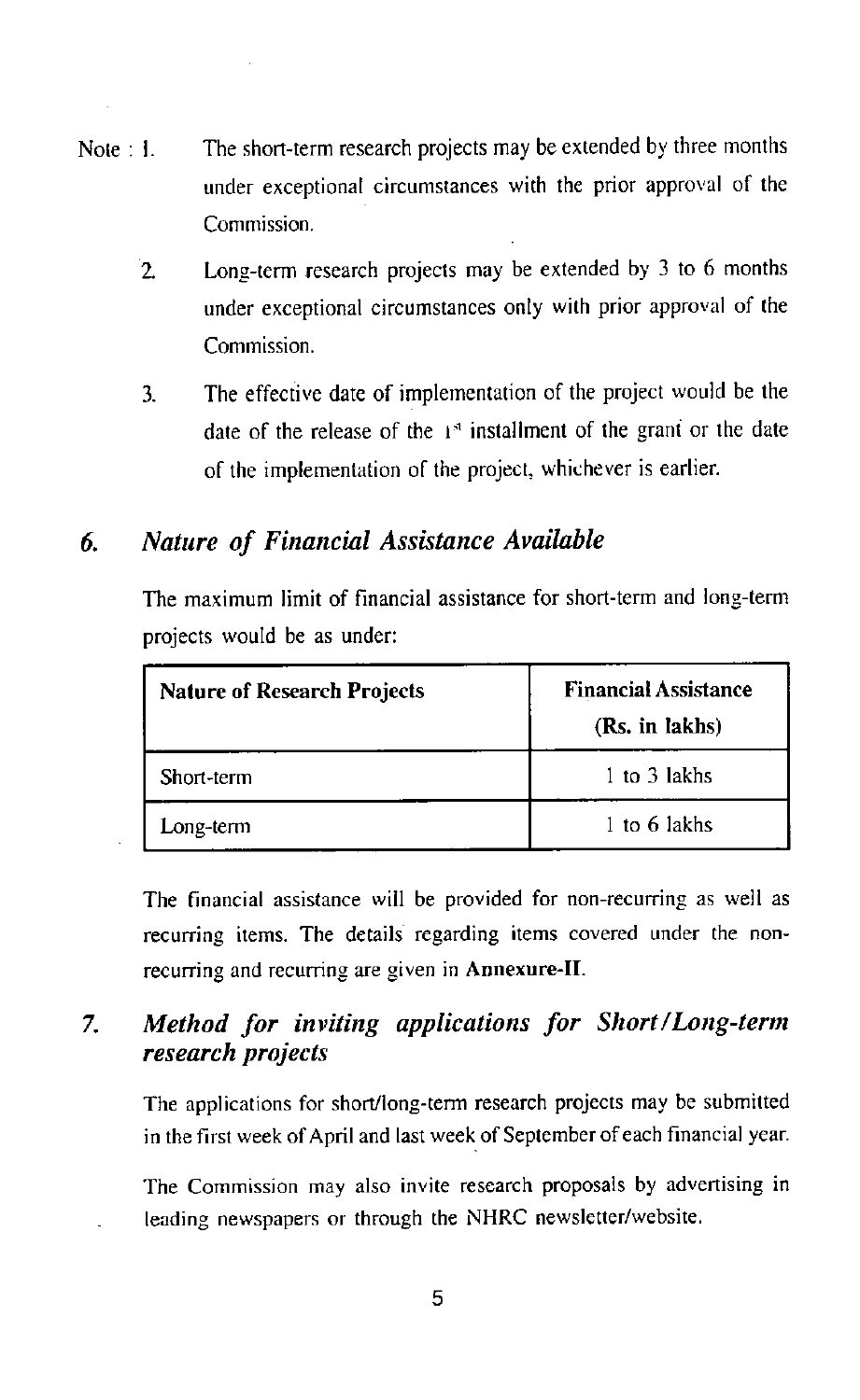Note :

1. The short-term research projects may be extended by three months under exceptional circumstances with the prior approval of the Commission.
2. Long-term research projects may be extended by 3 to 6 months under exceptional circumstances only with prior approval of the Commission.
3. The effective date of implementation of the project would be the date of the release of the 1st installment of the grant or the date of the implementation of the project, whichever is earlier.

## 6. *Nature of Financial Assistance Available*

The maximum limit of financial assistance for short-term and long-term projects would be as under:

| **Nature of Research Projects** | **Financial Assistance (Rs. in lakhs)** |
|---|---|
| Short-term | 1 to 3 lakhs |
| Long-term | 1 to 6 lakhs |

The financial assistance will be provided for non-recurring as well as recurring items. The details regarding items covered under the non-recurring and recurring are given in **Annexure-II**.

## 7. *Method for inviting applications for Short/Long-term research projects*

The applications for short/long-term research projects may be submitted in the first week of April and last week of September of each financial year.

The Commission may also invite research proposals by advertising in leading newspapers or through the NHRC newsletter/website.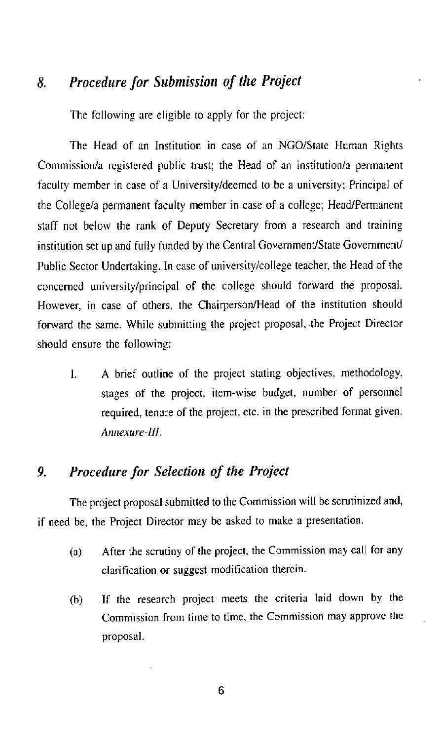## 8. *Procedure for Submission of the Project*

The following are eligible to apply for the project:

The Head of an Institution in case of an NGO/State Human Rights Commission/a registered public trust; the Head of an institution/a permanent faculty member in case of a University/deemed to be a university; Principal of the College/a permanent faculty member in case of a college; Head/Permanent staff not below the rank of Deputy Secretary from a research and training institution set up and fully funded by the Central Government/State Government/ Public Sector Undertaking. In case of university/college teacher, the Head of the concerned university/principal of the college should forward the proposal. However, in case of others, the Chairperson/Head of the institution should forward the same. While submitting the project proposal, the Project Director should ensure the following:

1. A brief outline of the project stating objectives, methodology, stages of the project, item-wise budget, number of personnel required, tenure of the project, etc. in the prescribed format given. *Annexure-III.*

## 9. *Procedure for Selection of the Project*

The project proposal submitted to the Commission will be scrutinized and, if need be, the Project Director may be asked to make a presentation.

(a) After the scrutiny of the project, the Commission may call for any clarification or suggest modification therein.

(b) If the research project meets the criteria laid down by the Commission from time to time, the Commission may approve the proposal.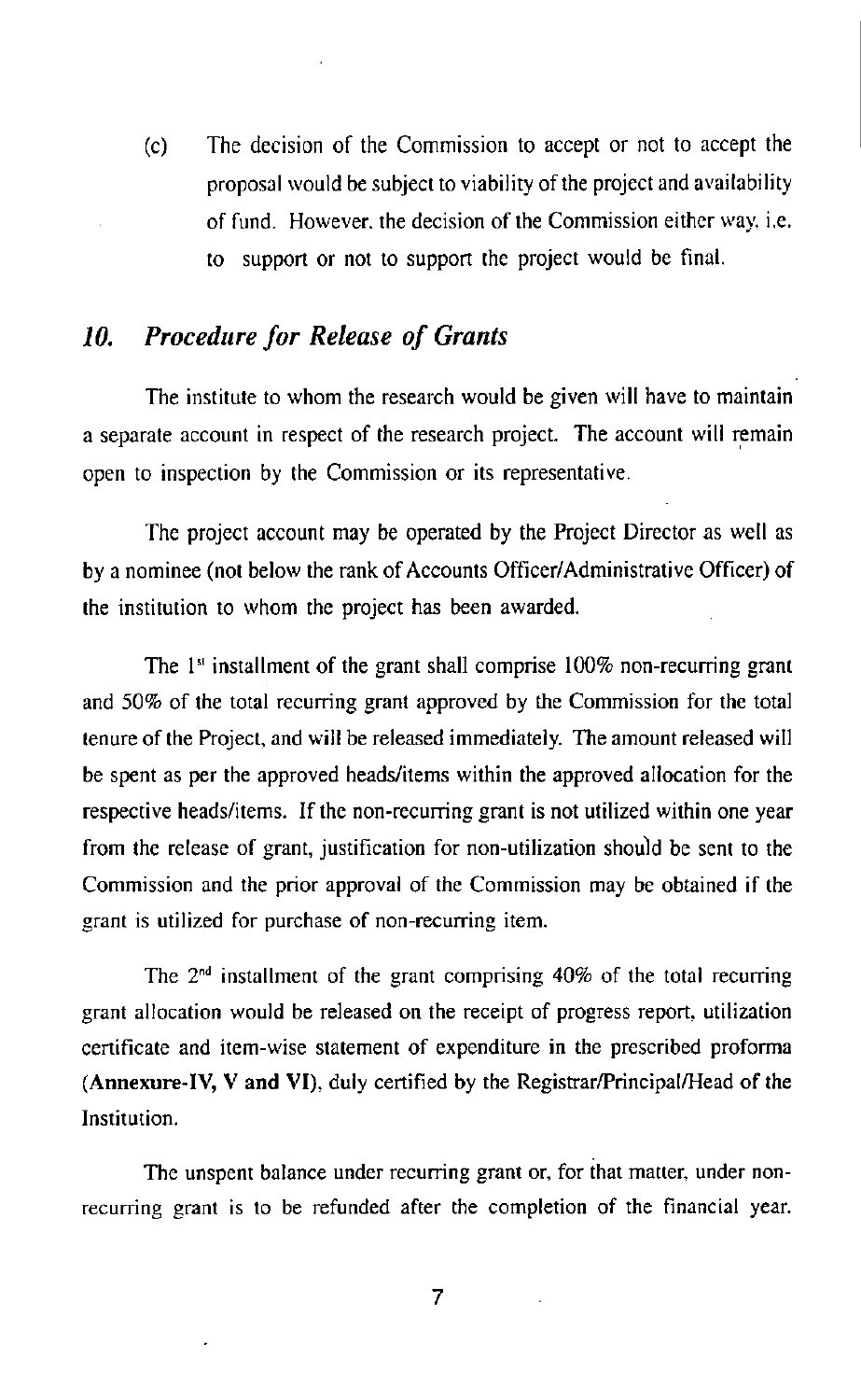(c) The decision of the Commission to accept or not to accept the proposal would be subject to viability of the project and availability of fund. However, the decision of the Commission either way, i.e. to support or not to support the project would be final.

## *10. Procedure for Release of Grants*

The institute to whom the research would be given will have to maintain a separate account in respect of the research project. The account will remain open to inspection by the Commission or its representative.

The project account may be operated by the Project Director as well as by a nominee (not below the rank of Accounts Officer/Administrative Officer) of the institution to whom the project has been awarded.

The 1st installment of the grant shall comprise 100% non-recurring grant and 50% of the total recurring grant approved by the Commission for the total tenure of the Project, and will be released immediately. The amount released will be spent as per the approved heads/items within the approved allocation for the respective heads/items. If the non-recurring grant is not utilized within one year from the release of grant, justification for non-utilization should be sent to the Commission and the prior approval of the Commission may be obtained if the grant is utilized for purchase of non-recurring item.

The 2nd installment of the grant comprising 40% of the total recurring grant allocation would be released on the receipt of progress report, utilization certificate and item-wise statement of expenditure in the prescribed proforma (**Annexure-IV, V and VI**), duly certified by the Registrar/Principal/Head of the Institution.

The unspent balance under recurring grant or, for that matter, under non-recurring grant is to be refunded after the completion of the financial year.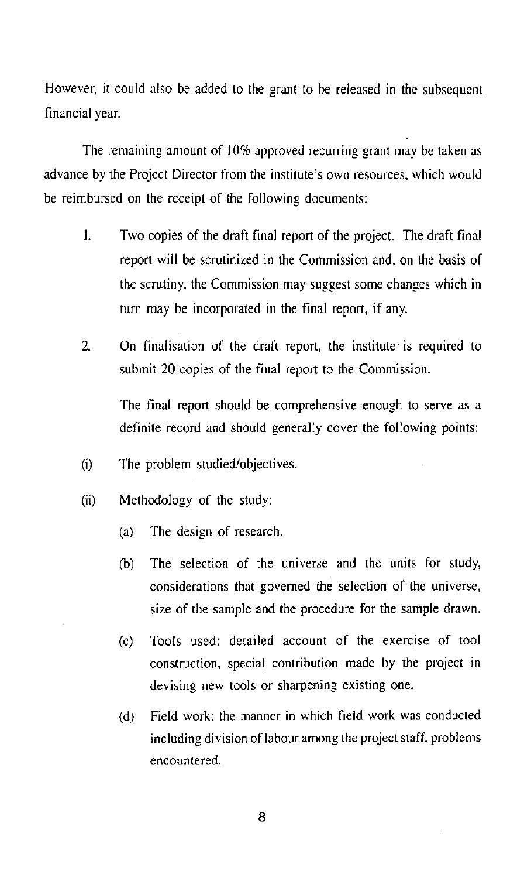However, it could also be added to the grant to be released in the subsequent financial year.

The remaining amount of 10% approved recurring grant may be taken as advance by the Project Director from the institute's own resources, which would be reimbursed on the receipt of the following documents:

1. Two copies of the draft final report of the project. The draft final report will be scrutinized in the Commission and, on the basis of the scrutiny, the Commission may suggest some changes which in turn may be incorporated in the final report, if any.

2. On finalisation of the draft report, the institute is required to submit 20 copies of the final report to the Commission.

   The final report should be comprehensive enough to serve as a definite record and should generally cover the following points:

(i) The problem studied/objectives.

(ii) Methodology of the study:

   (a) The design of research.

   (b) The selection of the universe and the units for study, considerations that governed the selection of the universe, size of the sample and the procedure for the sample drawn.

   (c) Tools used: detailed account of the exercise of tool construction, special contribution made by the project in devising new tools or sharpening existing one.

   (d) Field work: the manner in which field work was conducted including division of labour among the project staff, problems encountered.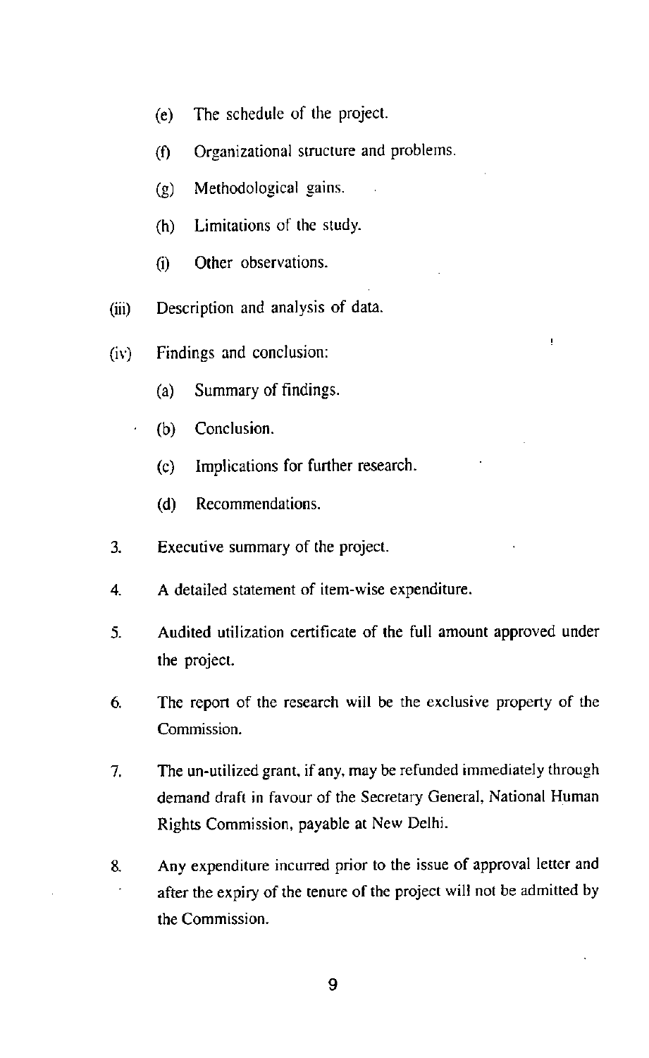- (e) The schedule of the project.
- (f) Organizational structure and problems.
- (g) Methodological gains.
- (h) Limitations of the study.
- (i) Other observations.

(iii) Description and analysis of data.

(iv) Findings and conclusion:

- (a) Summary of findings.
- (b) Conclusion.
- (c) Implications for further research.
- (d) Recommendations.

3. Executive summary of the project.

4. A detailed statement of item-wise expenditure.

5. Audited utilization certificate of the full amount approved under the project.

6. The report of the research will be the exclusive property of the Commission.

7. The un-utilized grant, if any, may be refunded immediately through demand draft in favour of the Secretary General, National Human Rights Commission, payable at New Delhi.

8. Any expenditure incurred prior to the issue of approval letter and after the expiry of the tenure of the project will not be admitted by the Commission.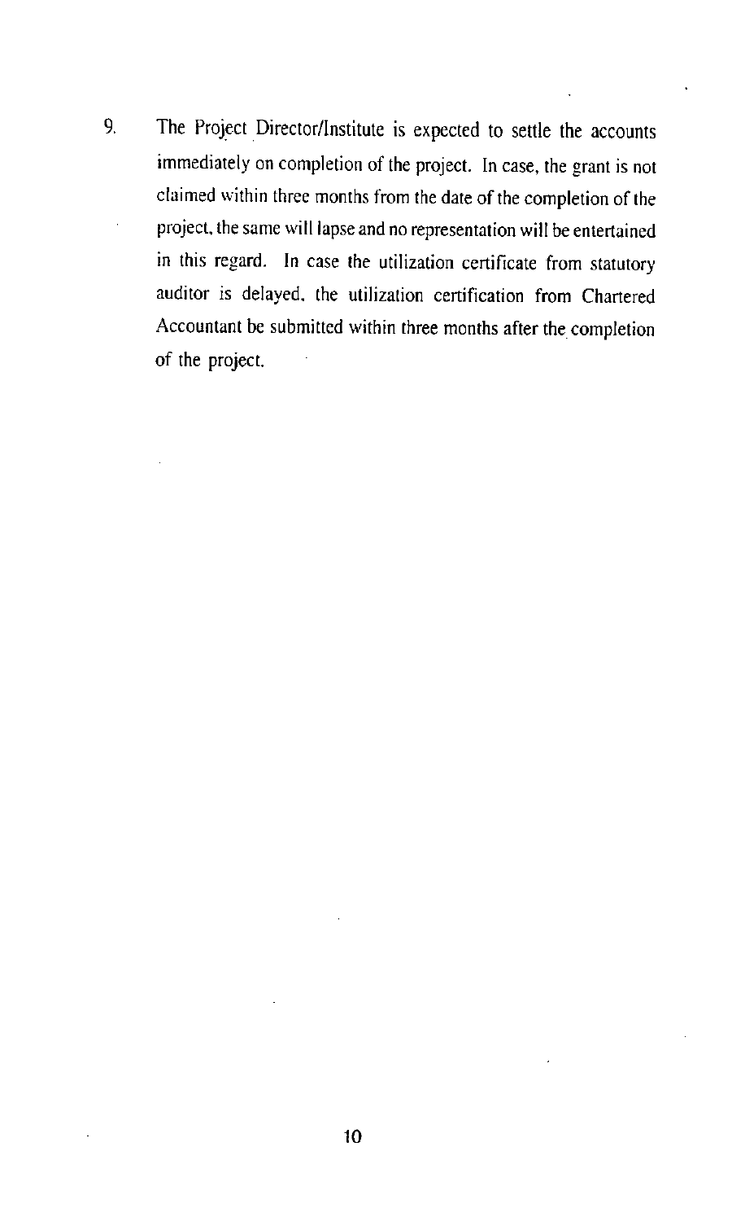9. The Project Director/Institute is expected to settle the accounts immediately on completion of the project. In case, the grant is not claimed within three months from the date of the completion of the project, the same will lapse and no representation will be entertained in this regard. In case the utilization certificate from statutory auditor is delayed, the utilization certification from Chartered Accountant be submitted within three months after the completion of the project.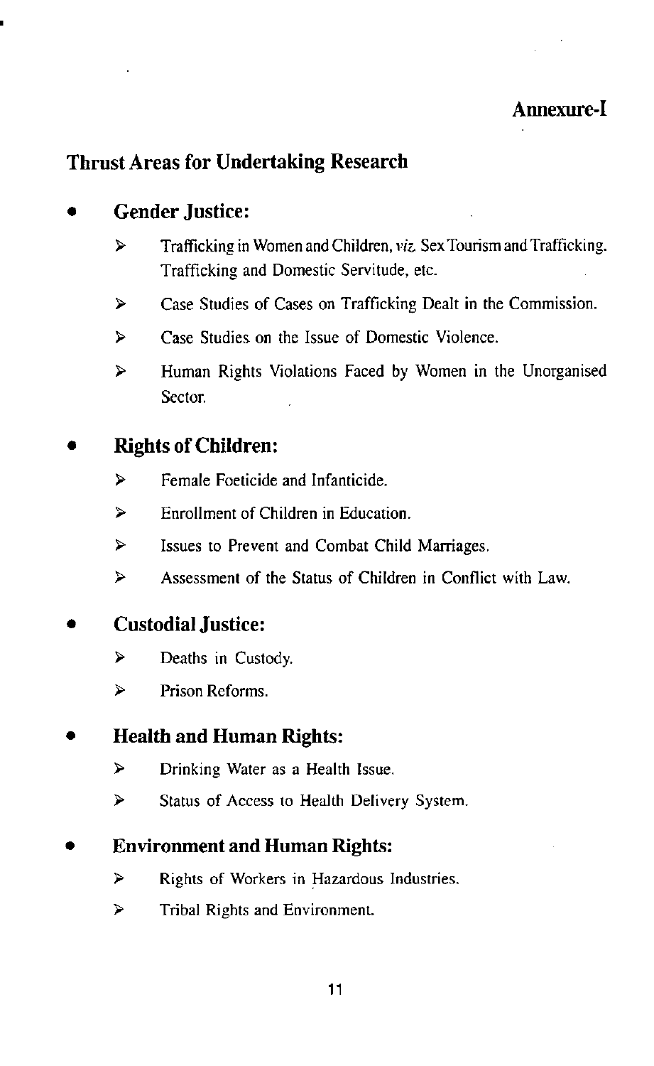**Annexure-I**

## Thrust Areas for Undertaking Research

- **Gender Justice:**
  - Trafficking in Women and Children, *viz.* Sex Tourism and Trafficking. Trafficking and Domestic Servitude, etc.
  - Case Studies of Cases on Trafficking Dealt in the Commission.
  - Case Studies on the Issue of Domestic Violence.
  - Human Rights Violations Faced by Women in the Unorganised Sector.

- **Rights of Children:**
  - Female Foeticide and Infanticide.
  - Enrollment of Children in Education.
  - Issues to Prevent and Combat Child Marriages.
  - Assessment of the Status of Children in Conflict with Law.

- **Custodial Justice:**
  - Deaths in Custody.
  - Prison Reforms.

- **Health and Human Rights:**
  - Drinking Water as a Health Issue.
  - Status of Access to Health Delivery System.

- **Environment and Human Rights:**
  - Rights of Workers in Hazardous Industries.
  - Tribal Rights and Environment.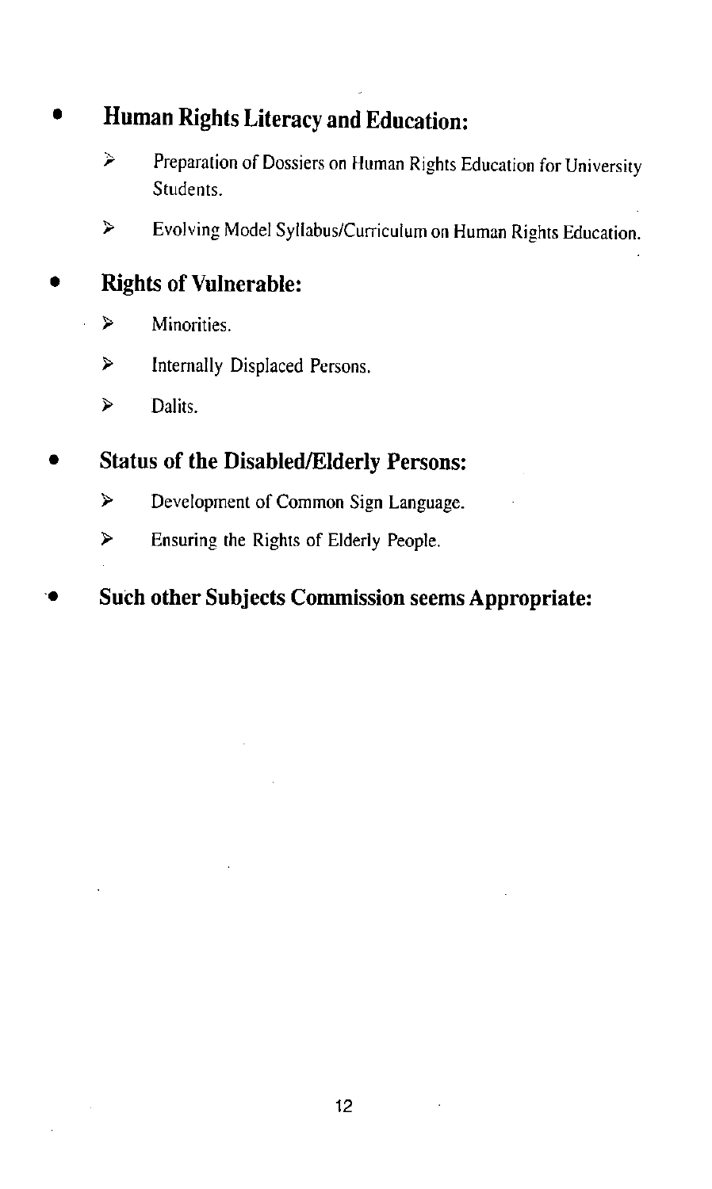- **Human Rights Literacy and Education:**
  - Preparation of Dossiers on Human Rights Education for University Students.
  - Evolving Model Syllabus/Curriculum on Human Rights Education.
- **Rights of Vulnerable:**
  - Minorities.
  - Internally Displaced Persons.
  - Dalits.
- **Status of the Disabled/Elderly Persons:**
  - Development of Common Sign Language.
  - Ensuring the Rights of Elderly People.
- **Such other Subjects Commission seems Appropriate:**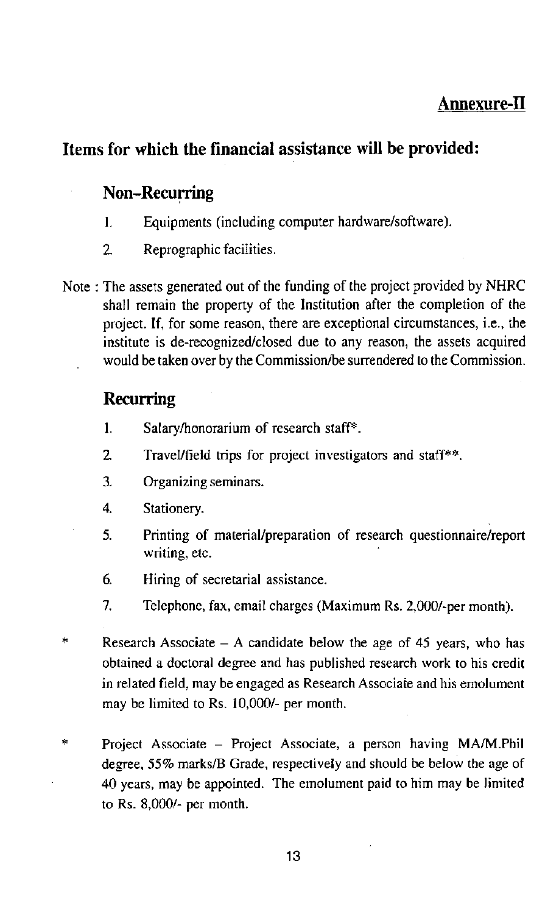**Annexure-II**

## Items for which the financial assistance will be provided:

### Non-Recurring

1. Equipments (including computer hardware/software).
2. Reprographic facilities.

Note : The assets generated out of the funding of the project provided by NHRC shall remain the property of the Institution after the completion of the project. If, for some reason, there are exceptional circumstances, i.e., the institute is de-recognized/closed due to any reason, the assets acquired would be taken over by the Commission/be surrendered to the Commission.

### Recurring

1. Salary/honorarium of research staff*.
2. Travel/field trips for project investigators and staff**.
3. Organizing seminars.
4. Stationery.
5. Printing of material/preparation of research questionnaire/report writing, etc.
6. Hiring of secretarial assistance.
7. Telephone, fax, email charges (Maximum Rs. 2,000/-per month).

\* Research Associate – A candidate below the age of 45 years, who has obtained a doctoral degree and has published research work to his credit in related field, may be engaged as Research Associate and his emolument may be limited to Rs. 10,000/- per month.

\* Project Associate – Project Associate, a person having MA/M.Phil degree, 55% marks/B Grade, respectively and should be below the age of 40 years, may be appointed. The emolument paid to him may be limited to Rs. 8,000/- per month.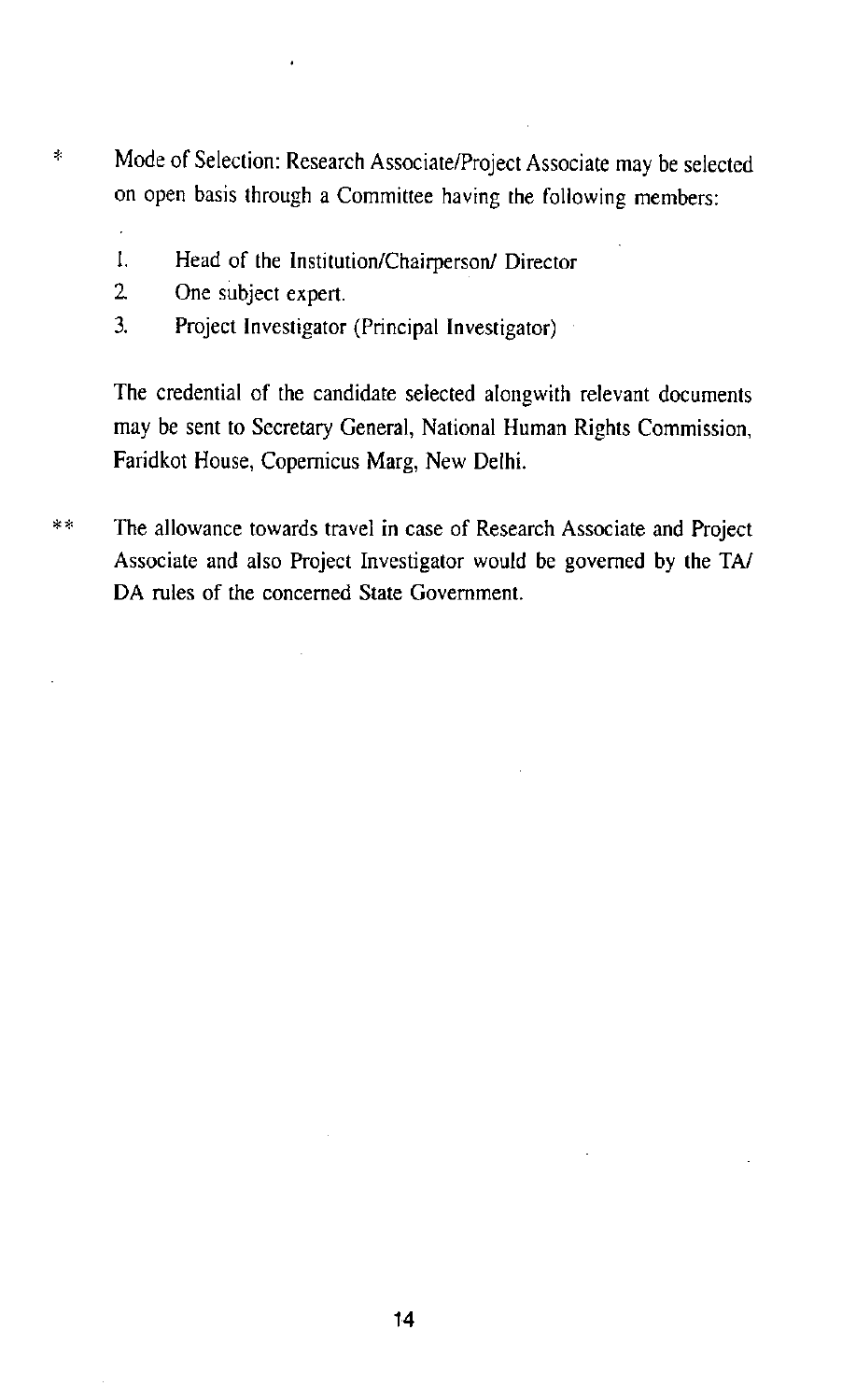\* Mode of Selection: Research Associate/Project Associate may be selected on open basis through a Committee having the following members:

1. Head of the Institution/Chairperson/ Director
2. One subject expert.
3. Project Investigator (Principal Investigator)

The credential of the candidate selected alongwith relevant documents may be sent to Secretary General, National Human Rights Commission, Faridkot House, Copernicus Marg, New Delhi.

\*\* The allowance towards travel in case of Research Associate and Project Associate and also Project Investigator would be governed by the TA/ DA rules of the concerned State Government.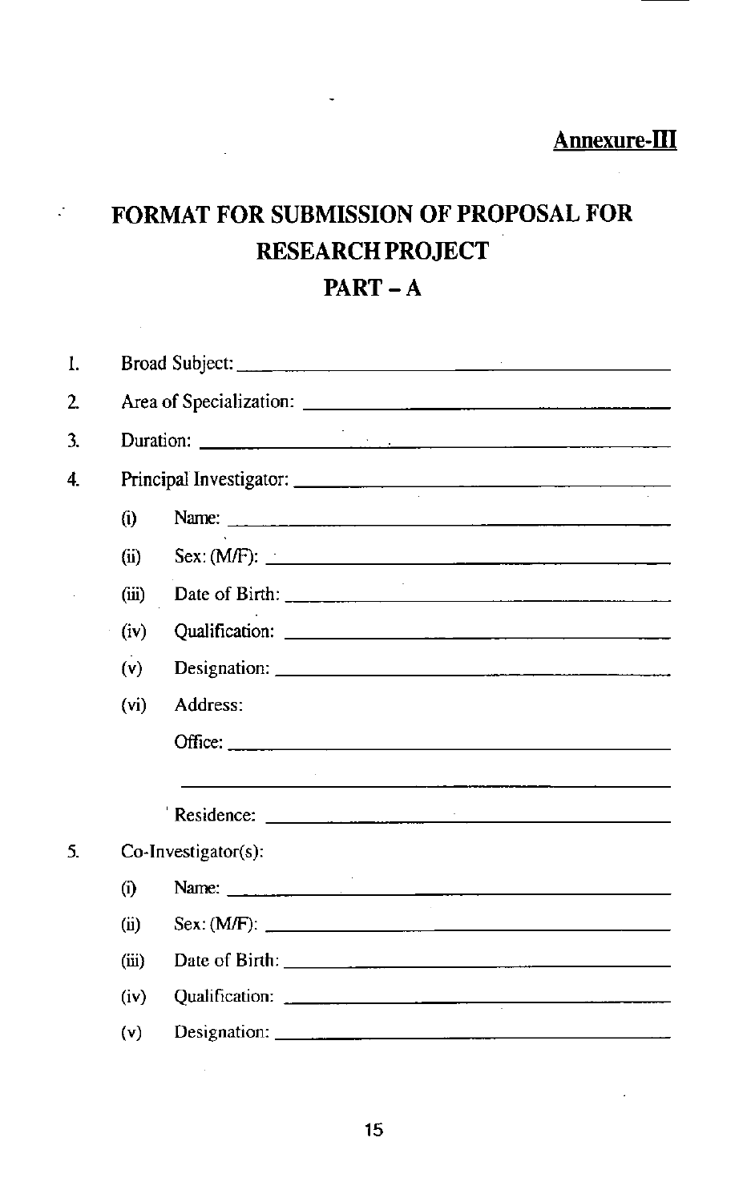**Annexure-III**

# FORMAT FOR SUBMISSION OF PROPOSAL FOR RESEARCH PROJECT

## PART – A

1. Broad Subject: ______________________________
2. Area of Specialization: ______________________________
3. Duration: ______________________________
4. Principal Investigator: ______________________________
   - (i) Name: ______________________________
   - (ii) Sex: (M/F): ______________________________
   - (iii) Date of Birth: ______________________________
   - (iv) Qualification: ______________________________
   - (v) Designation: ______________________________
   - (vi) Address:

     Office: ______________________________

     ______________________________

     Residence: ______________________________
5. Co-Investigator(s):
   - (i) Name: ______________________________
   - (ii) Sex: (M/F): ______________________________
   - (iii) Date of Birth: ______________________________
   - (iv) Qualification: ______________________________
   - (v) Designation: ______________________________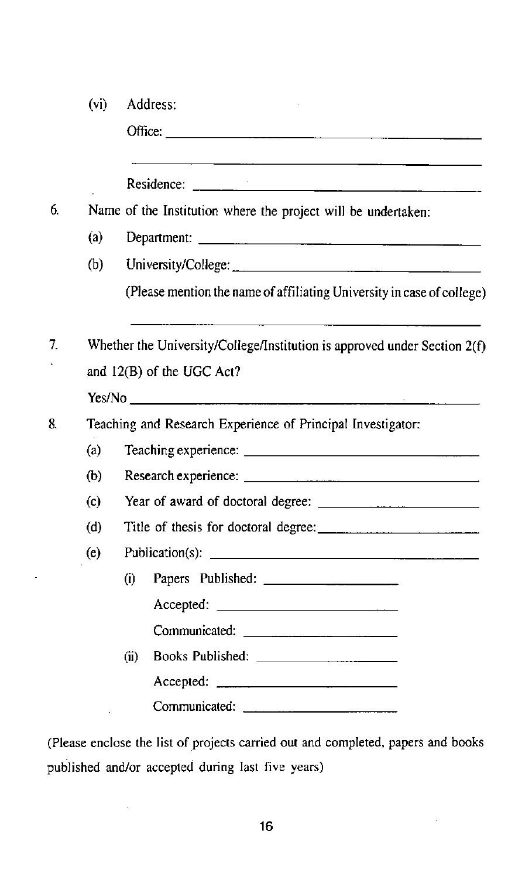(vi) Address:

Office: ______________________________

______________________________

Residence: ______________________________

6. Name of the Institution where the project will be undertaken:

   (a) Department: ______________________________

   (b) University/College: ______________________________

   (Please mention the name of affiliating University in case of college)

   ______________________________

7. Whether the University/College/Institution is approved under Section 2(f) and 12(B) of the UGC Act?

   Yes/No ______________________________

8. Teaching and Research Experience of Principal Investigator:

   (a) Teaching experience: ______________________________

   (b) Research experience: ______________________________

   (c) Year of award of doctoral degree: ______________________________

   (d) Title of thesis for doctoral degree: ______________________________

   (e) Publication(s): ______________________________

      (i) Papers Published: ____________________

         Accepted: ____________________

         Communicated: ____________________

      (ii) Books Published: ____________________

         Accepted: ____________________

         Communicated: ____________________

(Please enclose the list of projects carried out and completed, papers and books published and/or accepted during last five years)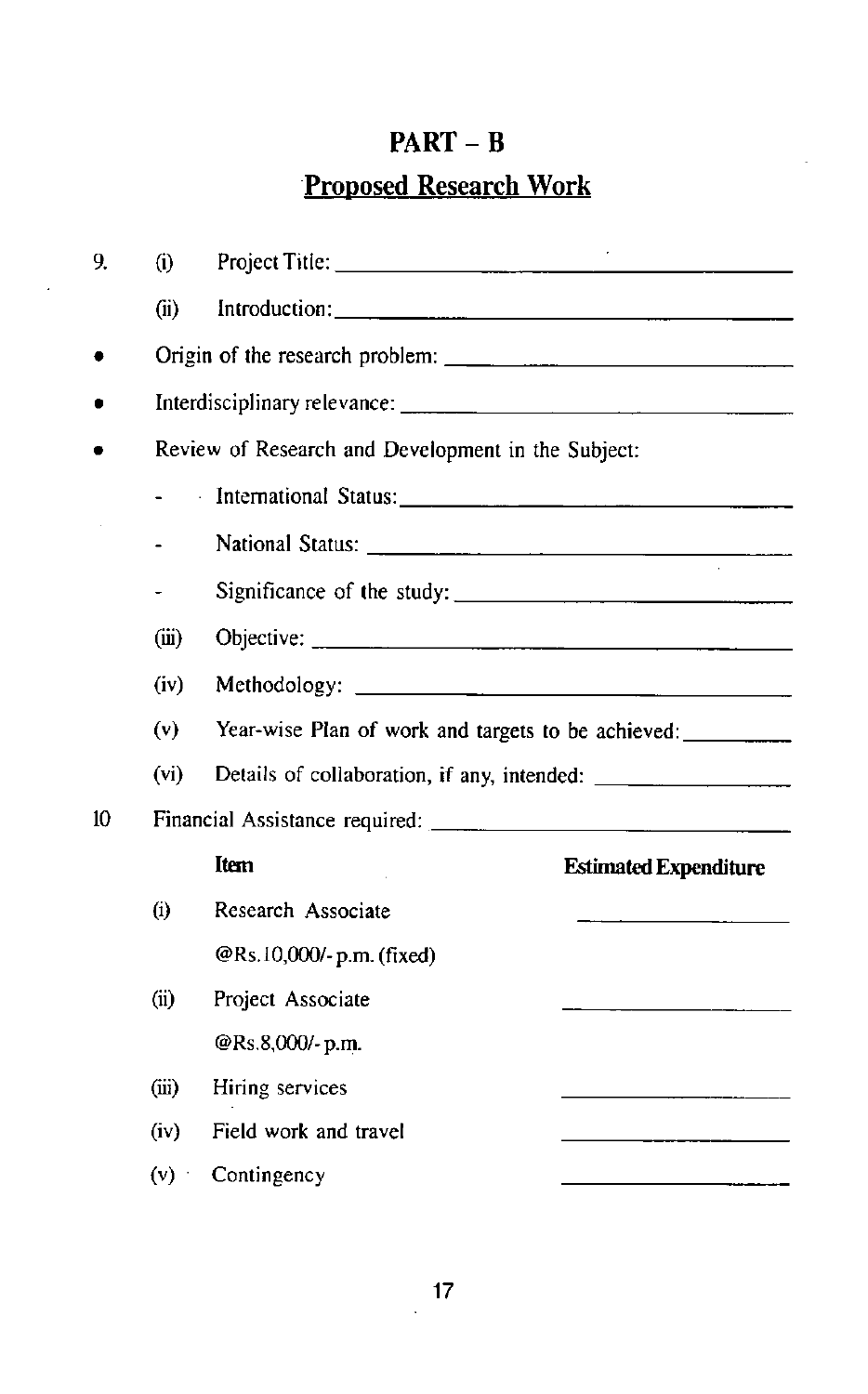# PART – B

## Proposed Research Work

9. (i) Project Title: ____________________

   (ii) Introduction: ____________________

- Origin of the research problem: ____________________
- Interdisciplinary relevance: ____________________
- Review of Research and Development in the Subject:
  - International Status: ____________________
  - National Status: ____________________
  - Significance of the study: ____________________

   (iii) Objective: ____________________

   (iv) Methodology: ____________________

   (v) Year-wise Plan of work and targets to be achieved: __________

   (vi) Details of collaboration, if any, intended: ____________________

10 Financial Assistance required: ____________________

| | Item | Estimated Expenditure |
|---|---|---|
| (i) | Research Associate @Rs.10,000/- p.m. (fixed) | ____________ |
| (ii) | Project Associate @Rs.8,000/- p.m. | ____________ |
| (iii) | Hiring services | ____________ |
| (iv) | Field work and travel | ____________ |
| (v) | Contingency | ____________ |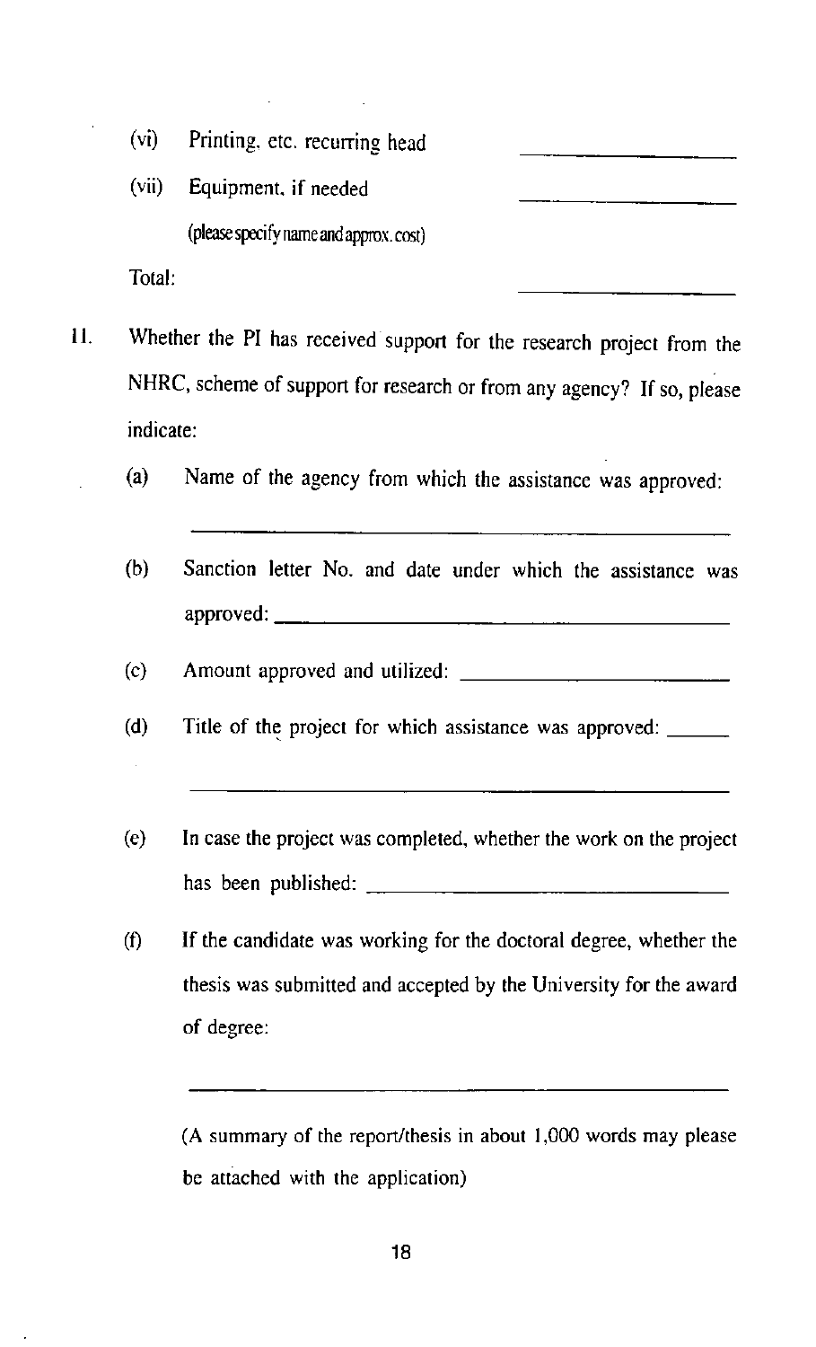(vi) Printing, etc. recurring head \_\_\_\_\_\_\_\_\_\_\_\_\_\_\_\_

(vii) Equipment, if needed \_\_\_\_\_\_\_\_\_\_\_\_\_\_\_\_

(please specify name and approx. cost)

Total: \_\_\_\_\_\_\_\_\_\_\_\_\_\_\_\_

11. Whether the PI has received support for the research project from the NHRC, scheme of support for research or from any agency? If so, please indicate:

(a) Name of the agency from which the assistance was approved:

\_\_\_\_\_\_\_\_\_\_\_\_\_\_\_\_\_\_\_\_\_\_\_\_\_\_\_\_\_\_\_\_\_\_\_\_\_\_\_\_

(b) Sanction letter No. and date under which the assistance was approved: \_\_\_\_\_\_\_\_\_\_\_\_\_\_\_\_\_\_\_\_\_\_\_\_\_\_\_\_\_\_

(c) Amount approved and utilized: \_\_\_\_\_\_\_\_\_\_\_\_\_\_\_\_\_\_\_\_

(d) Title of the project for which assistance was approved: \_\_\_\_\_\_

\_\_\_\_\_\_\_\_\_\_\_\_\_\_\_\_\_\_\_\_\_\_\_\_\_\_\_\_\_\_\_\_\_\_\_\_\_\_\_\_

(e) In case the project was completed, whether the work on the project has been published: \_\_\_\_\_\_\_\_\_\_\_\_\_\_\_\_\_\_\_\_\_\_\_\_\_\_

(f) If the candidate was working for the doctoral degree, whether the thesis was submitted and accepted by the University for the award of degree:

\_\_\_\_\_\_\_\_\_\_\_\_\_\_\_\_\_\_\_\_\_\_\_\_\_\_\_\_\_\_\_\_\_\_\_\_\_\_\_\_

(A summary of the report/thesis in about 1,000 words may please be attached with the application)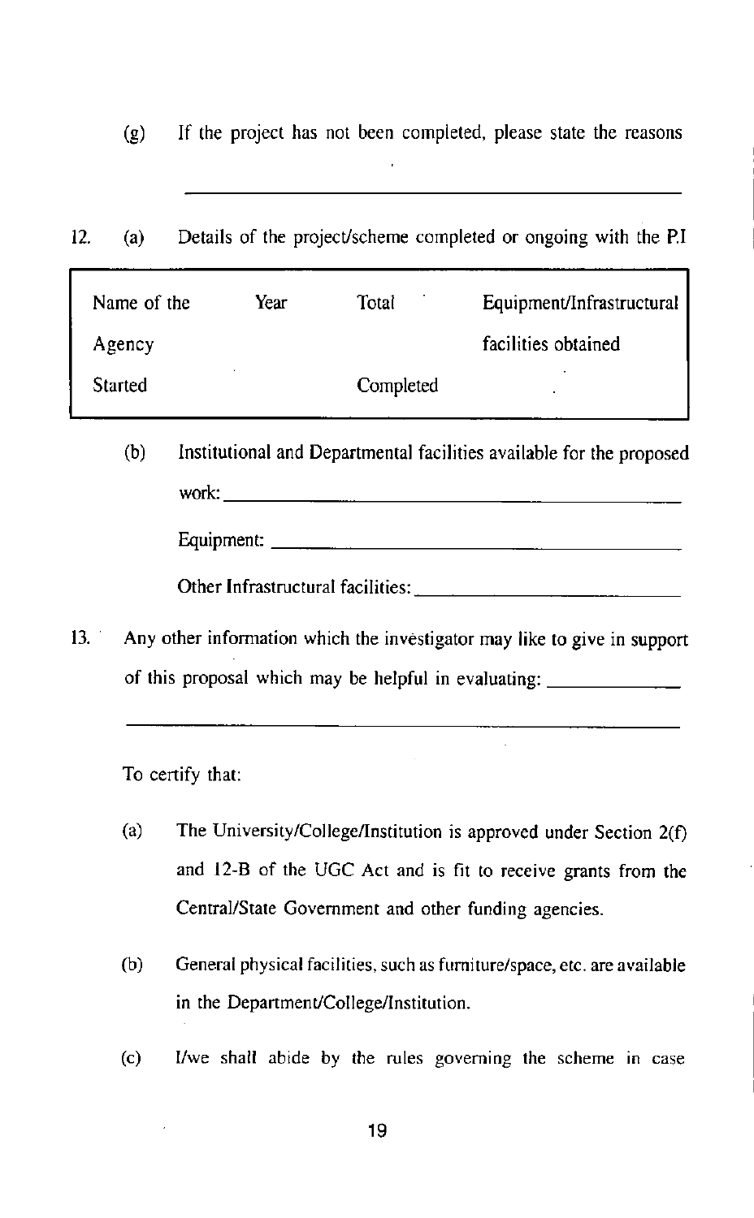(g) If the project has not been completed, please state the reasons

______________________________________________

12. (a) Details of the project/scheme completed or ongoing with the P.I

| Name of the Agency | Year Started | Total Completed | Equipment/Infrastructural facilities obtained |
|---|---|---|---|
| | | | |

(b) Institutional and Departmental facilities available for the proposed work: ______________________________

Equipment: ______________________________

Other Infrastructural facilities: ______________________________

13. Any other information which the investigator may like to give in support of this proposal which may be helpful in evaluating: ______________

______________________________________________

To certify that:

(a) The University/College/Institution is approved under Section 2(f) and 12-B of the UGC Act and is fit to receive grants from the Central/State Government and other funding agencies.

(b) General physical facilities, such as furniture/space, etc. are available in the Department/College/Institution.

(c) I/we shall abide by the rules governing the scheme in case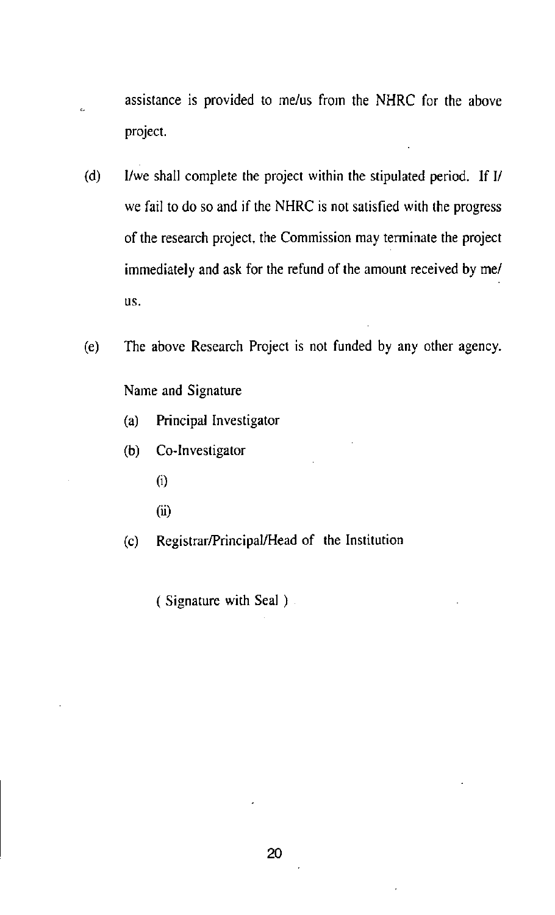assistance is provided to me/us from the NHRC for the above project.

(d) I/we shall complete the project within the stipulated period. If I/we fail to do so and if the NHRC is not satisfied with the progress of the research project, the Commission may terminate the project immediately and ask for the refund of the amount received by me/us.

(e) The above Research Project is not funded by any other agency.

Name and Signature

(a) Principal Investigator

(b) Co-Investigator

(i)

(ii)

(c) Registrar/Principal/Head of the Institution

( Signature with Seal )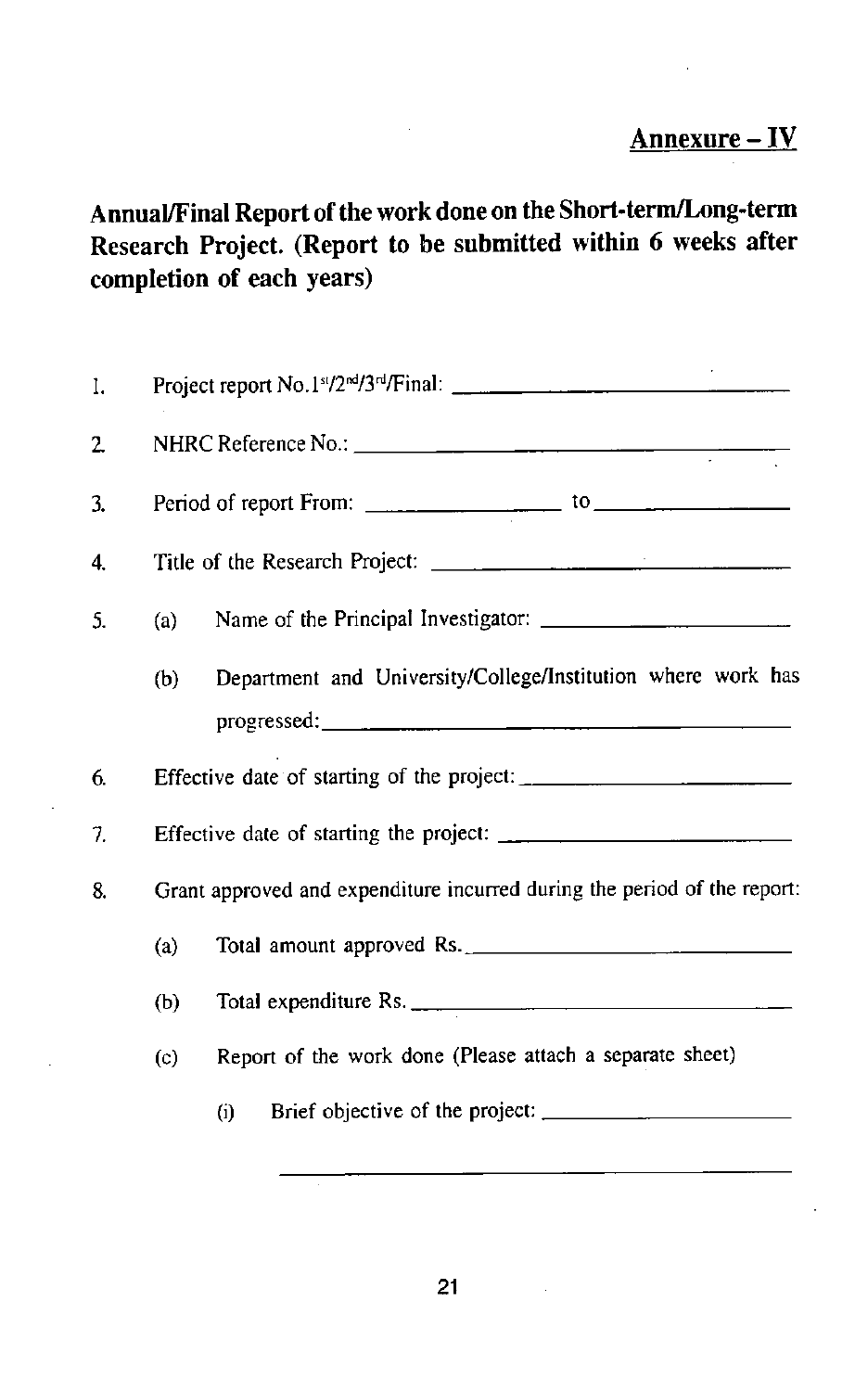**Annexure – IV**

## Annual/Final Report of the work done on the Short-term/Long-term Research Project. (Report to be submitted within 6 weeks after completion of each years)

1. Project report No.1st/2nd/3rd/Final: ___________________________

2. NHRC Reference No.: ___________________________________

3. Period of report From: _______________ to _______________

4. Title of the Research Project: ____________________________

5. (a) Name of the Principal Investigator: ______________________

   (b) Department and University/College/Institution where work has progressed: ____________________________________

6. Effective date of starting of the project: _____________________

7. Effective date of starting the project: _______________________

8. Grant approved and expenditure incurred during the period of the report:

   (a) Total amount approved Rs. ___________________________

   (b) Total expenditure Rs. ________________________________

   (c) Report of the work done (Please attach a separate sheet)

      (i) Brief objective of the project: ______________________

      ____________________________________________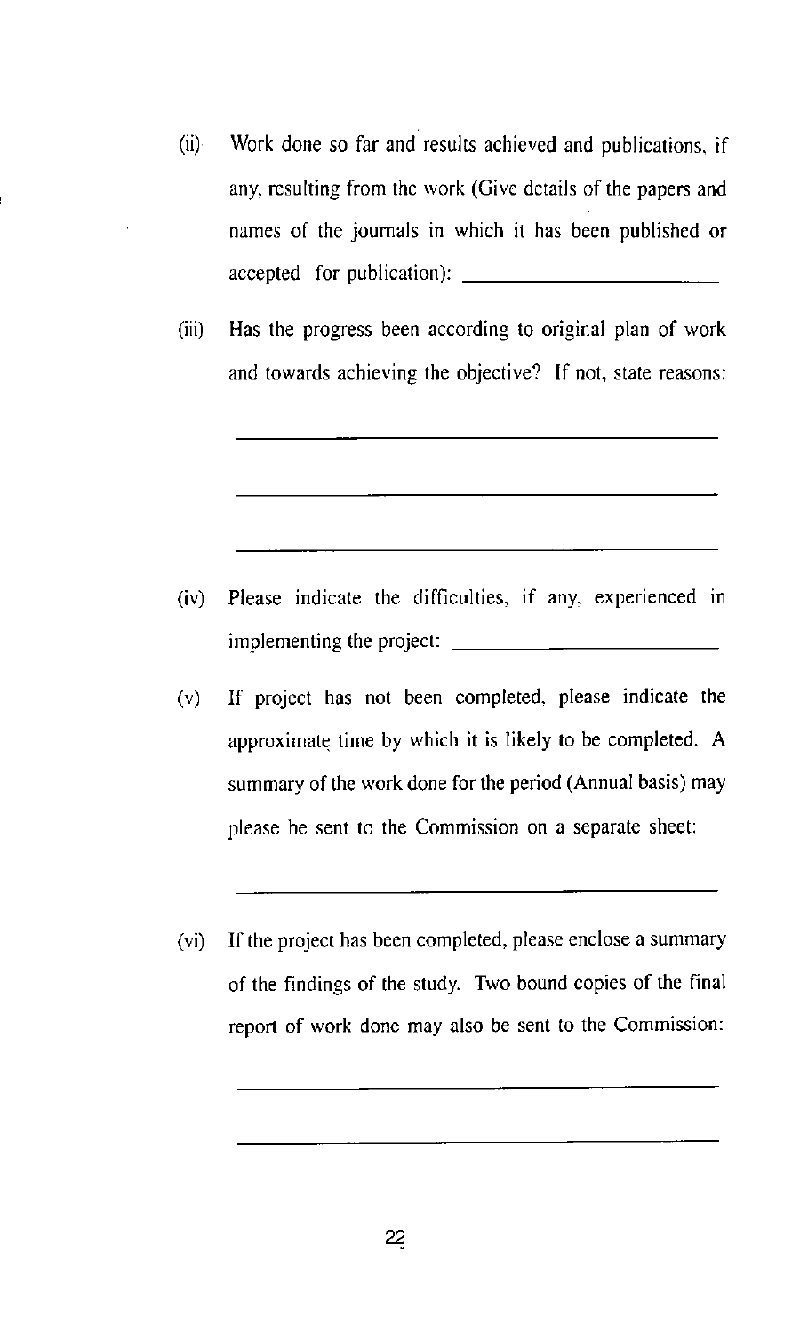(ii) Work done so far and results achieved and publications, if any, resulting from the work (Give details of the papers and names of the journals in which it has been published or accepted for publication): ______________________

(iii) Has the progress been according to original plan of work and towards achieving the objective? If not, state reasons:

______________________________________

______________________________________

______________________________________

(iv) Please indicate the difficulties, if any, experienced in implementing the project: ______________________

(v) If project has not been completed, please indicate the approximate time by which it is likely to be completed. A summary of the work done for the period (Annual basis) may please be sent to the Commission on a separate sheet:

______________________________________

(vi) If the project has been completed, please enclose a summary of the findings of the study. Two bound copies of the final report of work done may also be sent to the Commission:

______________________________________

______________________________________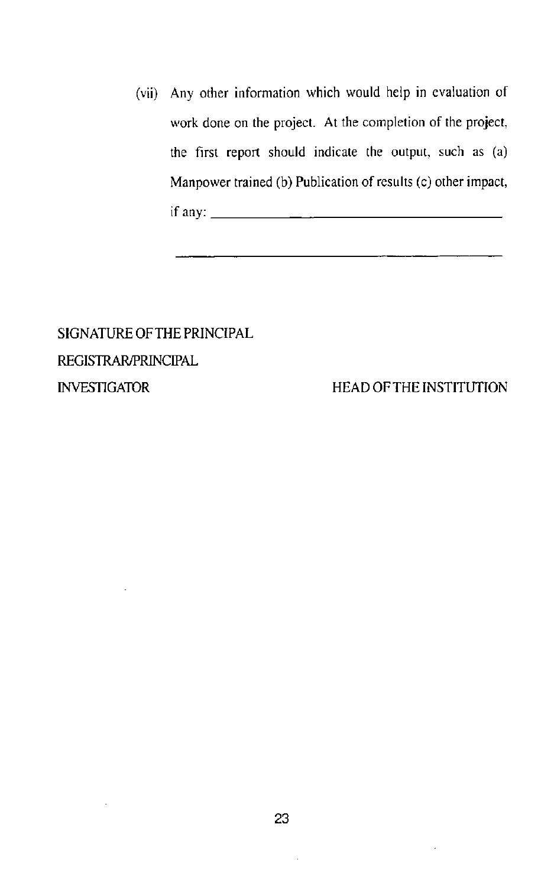(vii) Any other information which would help in evaluation of work done on the project. At the completion of the project, the first report should indicate the output, such as (a) Manpower trained (b) Publication of results (c) other impact, if any: ____________________________________________

____________________________________________

SIGNATURE OF THE PRINCIPAL
REGISTRAR/PRINCIPAL
INVESTIGATOR HEAD OF THE INSTITUTION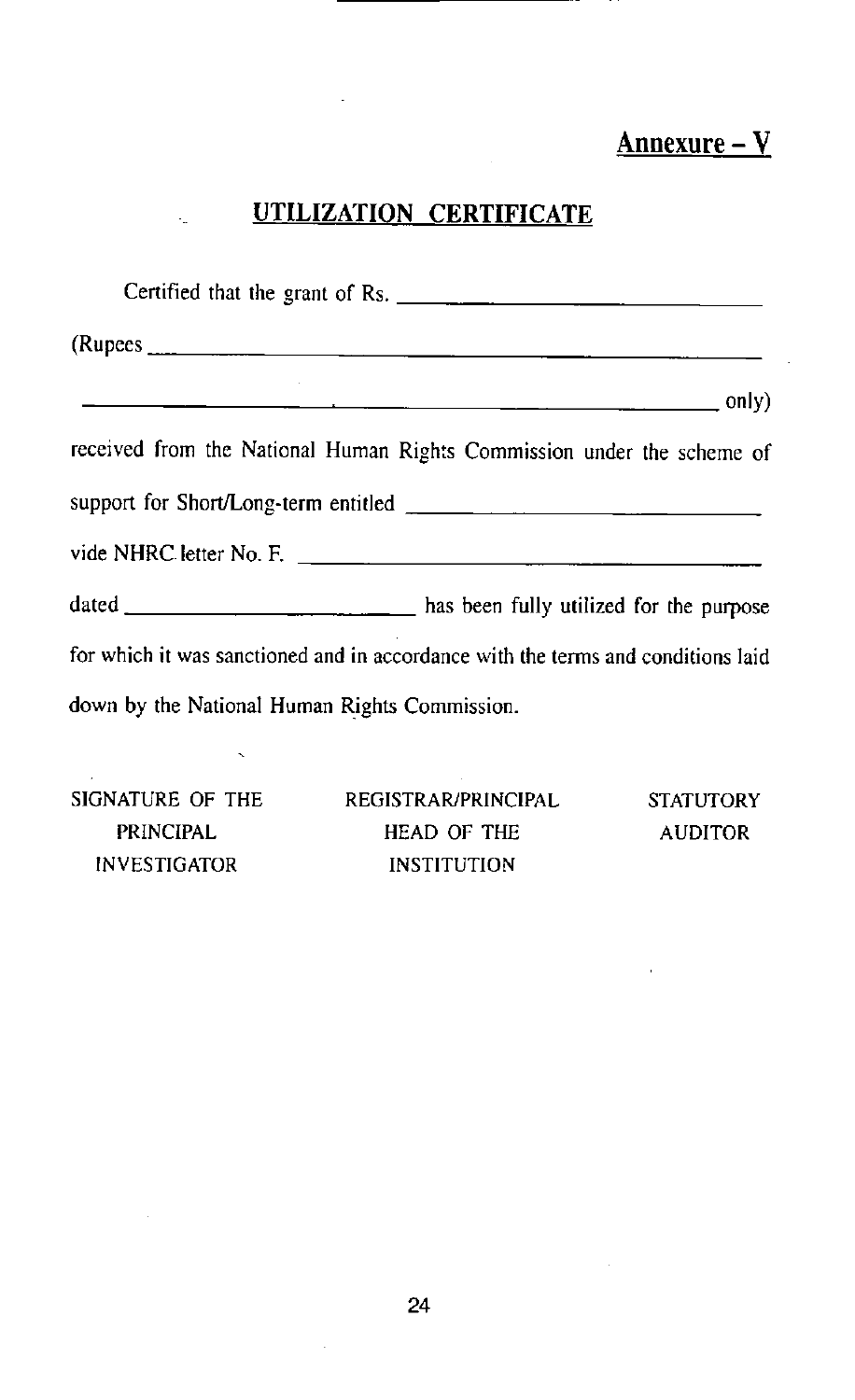**Annexure – V**

## UTILIZATION CERTIFICATE

Certified that the grant of Rs. ______________________________

(Rupees ______________________________________________

______________________________________________ only)

received from the National Human Rights Commission under the scheme of support for Short/Long-term entitled ______________________________

vide NHRC letter No. F. ______________________________

dated ________________________ has been fully utilized for the purpose for which it was sanctioned and in accordance with the terms and conditions laid down by the National Human Rights Commission.

| SIGNATURE OF THE PRINCIPAL INVESTIGATOR | REGISTRAR/PRINCIPAL HEAD OF THE INSTITUTION | STATUTORY AUDITOR |
|---|---|---|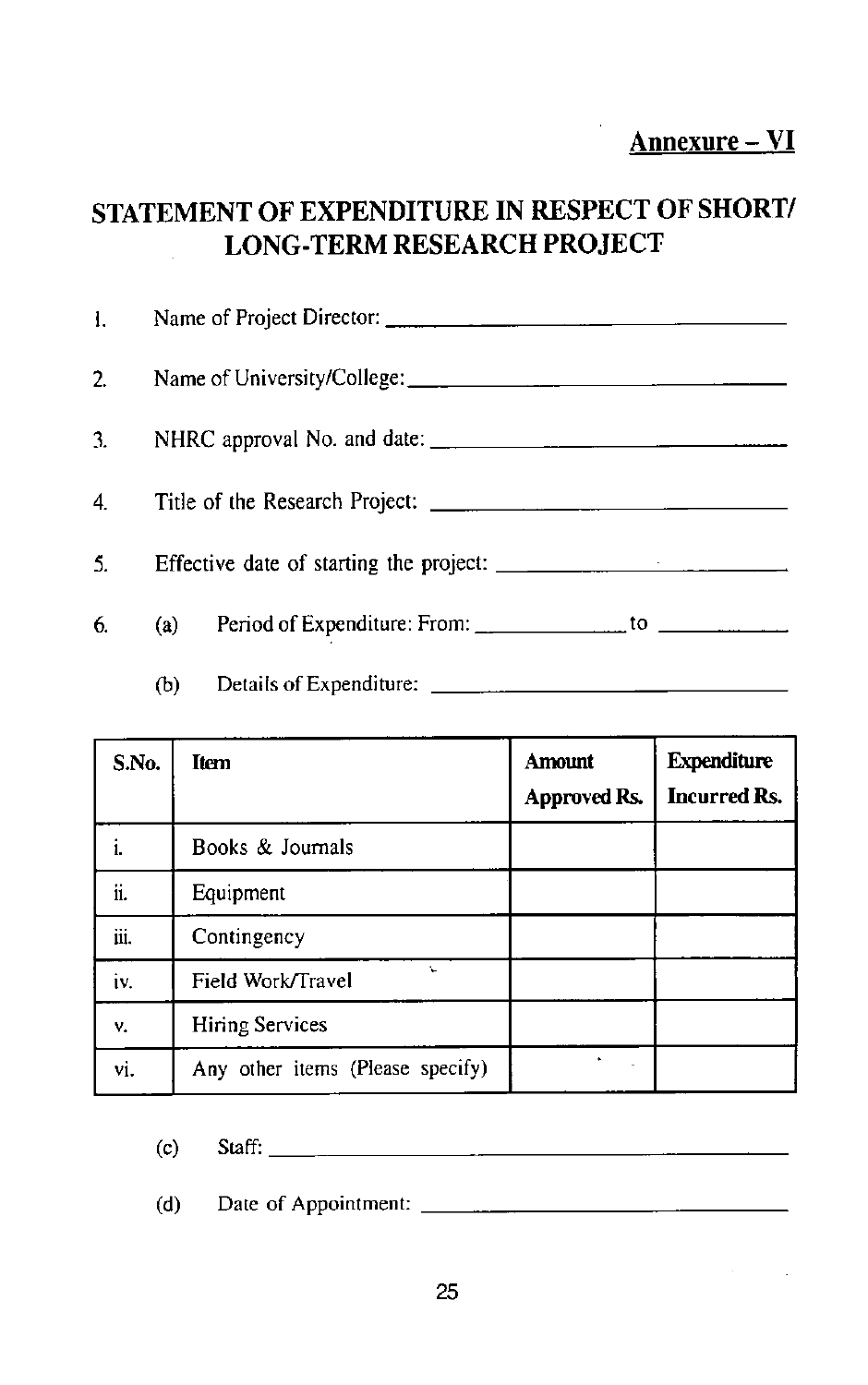**Annexure – VI**

## STATEMENT OF EXPENDITURE IN RESPECT OF SHORT/ LONG-TERM RESEARCH PROJECT

1. Name of Project Director: ______________________

2. Name of University/College: ______________________

3. NHRC approval No. and date: ______________________

4. Title of the Research Project: ______________________

5. Effective date of starting the project: ______________________

6. (a) Period of Expenditure: From: __________ to __________

   (b) Details of Expenditure: ______________________

| S.No. | Item | Amount Approved Rs. | Expenditure Incurred Rs. |
|---|---|---|---|
| i. | Books & Journals | | |
| ii. | Equipment | | |
| iii. | Contingency | | |
| iv. | Field Work/Travel | | |
| v. | Hiring Services | | |
| vi. | Any other items (Please specify) | | |

   (c) Staff: ______________________

   (d) Date of Appointment: ______________________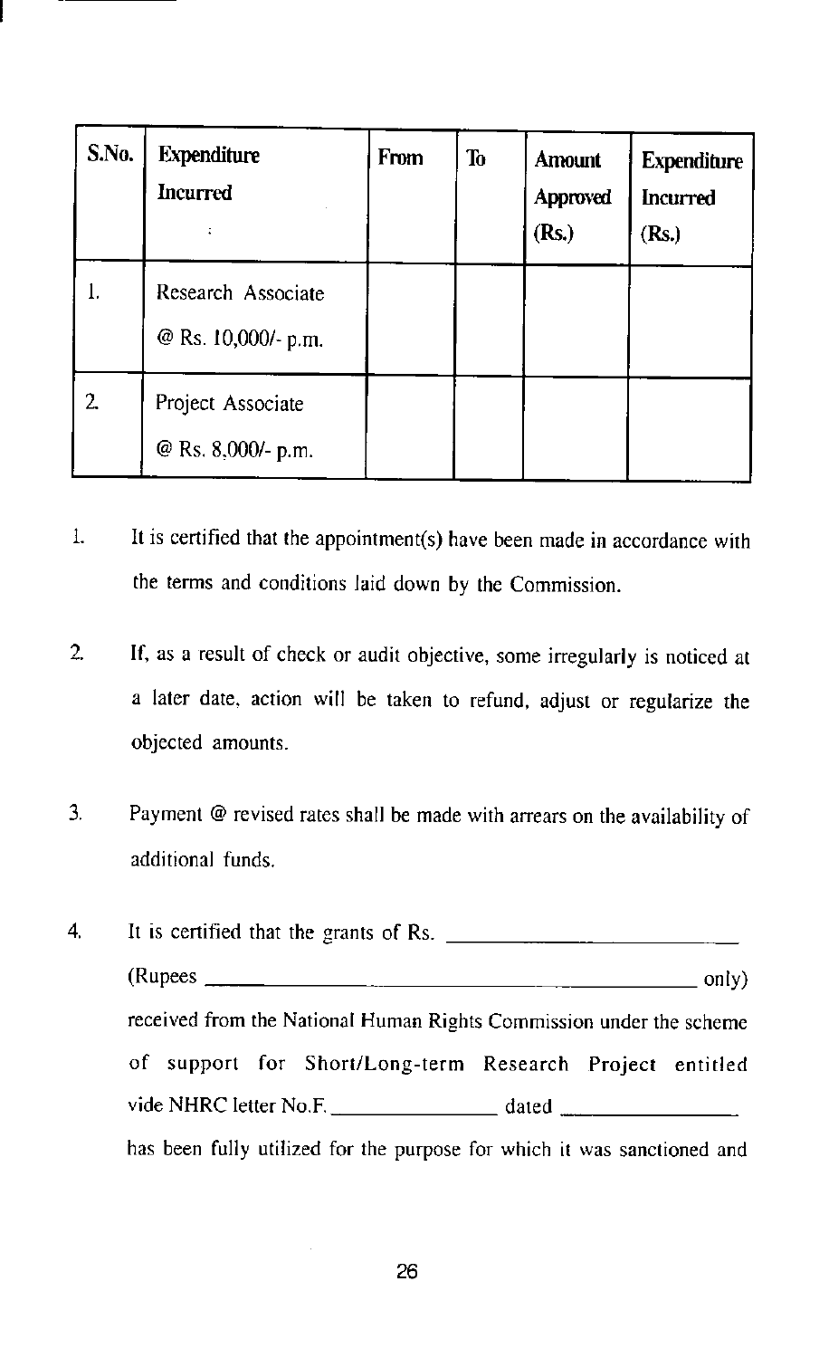| S.No. | Expenditure Incurred | From | To | Amount Approved (Rs.) | Expenditure Incurred (Rs.) |
|---|---|---|---|---|---|
| 1. | Research Associate @ Rs. 10,000/- p.m. | | | | |
| 2. | Project Associate @ Rs. 8,000/- p.m. | | | | |

1. It is certified that the appointment(s) have been made in accordance with the terms and conditions laid down by the Commission.

2. If, as a result of check or audit objective, some irregularly is noticed at a later date, action will be taken to refund, adjust or regularize the objected amounts.

3. Payment @ revised rates shall be made with arrears on the availability of additional funds.

4. It is certified that the grants of Rs. ____________________________ (Rupees __________________________________________________ only) received from the National Human Rights Commission under the scheme of support for Short/Long-term Research Project entitled vide NHRC letter No.F. ________________ dated ________________ has been fully utilized for the purpose for which it was sanctioned and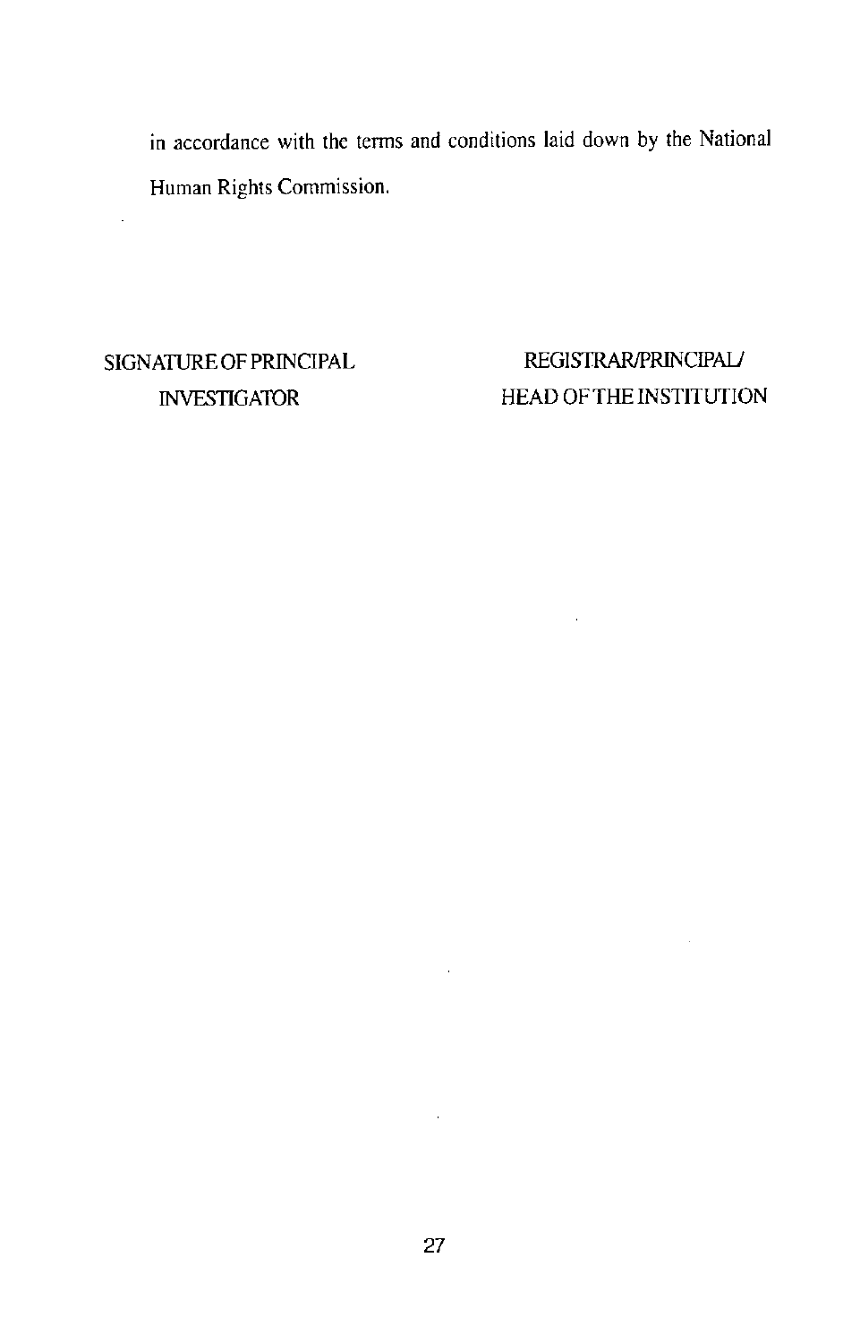in accordance with the terms and conditions laid down by the National Human Rights Commission.

| | |
|---|---|
| SIGNATURE OF PRINCIPAL INVESTIGATOR | REGISTRAR/PRINCIPAL/ HEAD OF THE INSTITUTION |